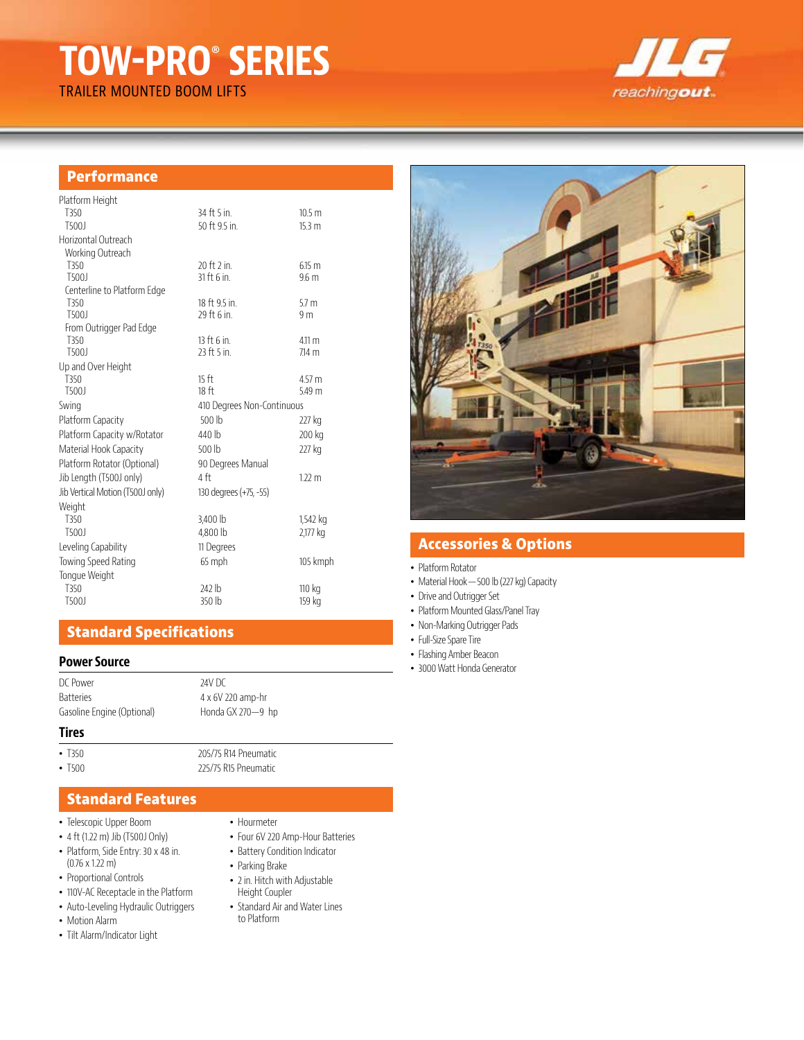# TOW-PRO® SERIES

TRAILER MOUNTED BOOM LIFTS

JLG reachingout.

## Performance

| | | |
|---|---|---|
| Platform Height | | |
| T350 | 34 ft 5 in. | 10.5 m |
| T500J | 50 ft 9.5 in. | 15.3 m |
| Horizontal Outreach | | |
| Working Outreach | | |
| T350 | 20 ft 2 in. | 6.15 m |
| T500J | 31 ft 6 in. | 9.6 m |
| Centerline to Platform Edge | | |
| T350 | 18 ft 9.5 in. | 5.7 m |
| T500J | 29 ft 6 in. | 9 m |
| From Outrigger Pad Edge | | |
| T350 | 13 ft 6 in. | 4.11 m |
| T500J | 23 ft 5 in. | 7.14 m |
| Up and Over Height | | |
| T350 | 15 ft | 4.57 m |
| T500J | 18 ft | 5.49 m |
| Swing | 410 Degrees Non-Continuous | |
| Platform Capacity | 500 lb | 227 kg |
| Platform Capacity w/Rotator | 440 lb | 200 kg |
| Material Hook Capacity | 500 lb | 227 kg |
| Platform Rotator (Optional) | 90 Degrees Manual | |
| Jib Length (T500J only) | 4 ft | 1.22 m |
| Jib Vertical Motion (T500J only) | 130 degrees (+75, -55) | |
| Weight | | |
| T350 | 3,400 lb | 1,542 kg |
| T500J | 4,800 lb | 2,177 kg |
| Leveling Capability | 11 Degrees | |
| Towing Speed Rating | 65 mph | 105 kmph |
| Tongue Weight | | |
| T350 | 242 lb | 110 kg |
| T500J | 350 lb | 159 kg |

## Standard Specifications

### Power Source

| | |
|---|---|
| DC Power | 24V DC |
| Batteries | 4 x 6V 220 amp-hr |
| Gasoline Engine (Optional) | Honda GX 270—9 hp |

### Tires

| | |
|---|---|
| • T350 | 205/75 R14 Pneumatic |
| • T500 | 225/75 R15 Pneumatic |

## Standard Features

- Telescopic Upper Boom
- 4 ft (1.22 m) Jib (T500J Only)
- Platform, Side Entry: 30 x 48 in. (0.76 x 1.22 m)
- Proportional Controls
- 110V-AC Receptacle in the Platform
- Auto-Leveling Hydraulic Outriggers
- Motion Alarm
- Tilt Alarm/Indicator Light
- Hourmeter
- Four 6V 220 Amp-Hour Batteries
- Battery Condition Indicator
- Parking Brake
- 2 in. Hitch with Adjustable Height Coupler
- Standard Air and Water Lines to Platform

## Accessories & Options

- Platform Rotator
- Material Hook—500 lb (227 kg) Capacity
- Drive and Outrigger Set
- Platform Mounted Glass/Panel Tray
- Non-Marking Outrigger Pads
- Full-Size Spare Tire
- Flashing Amber Beacon
- 3000 Watt Honda Generator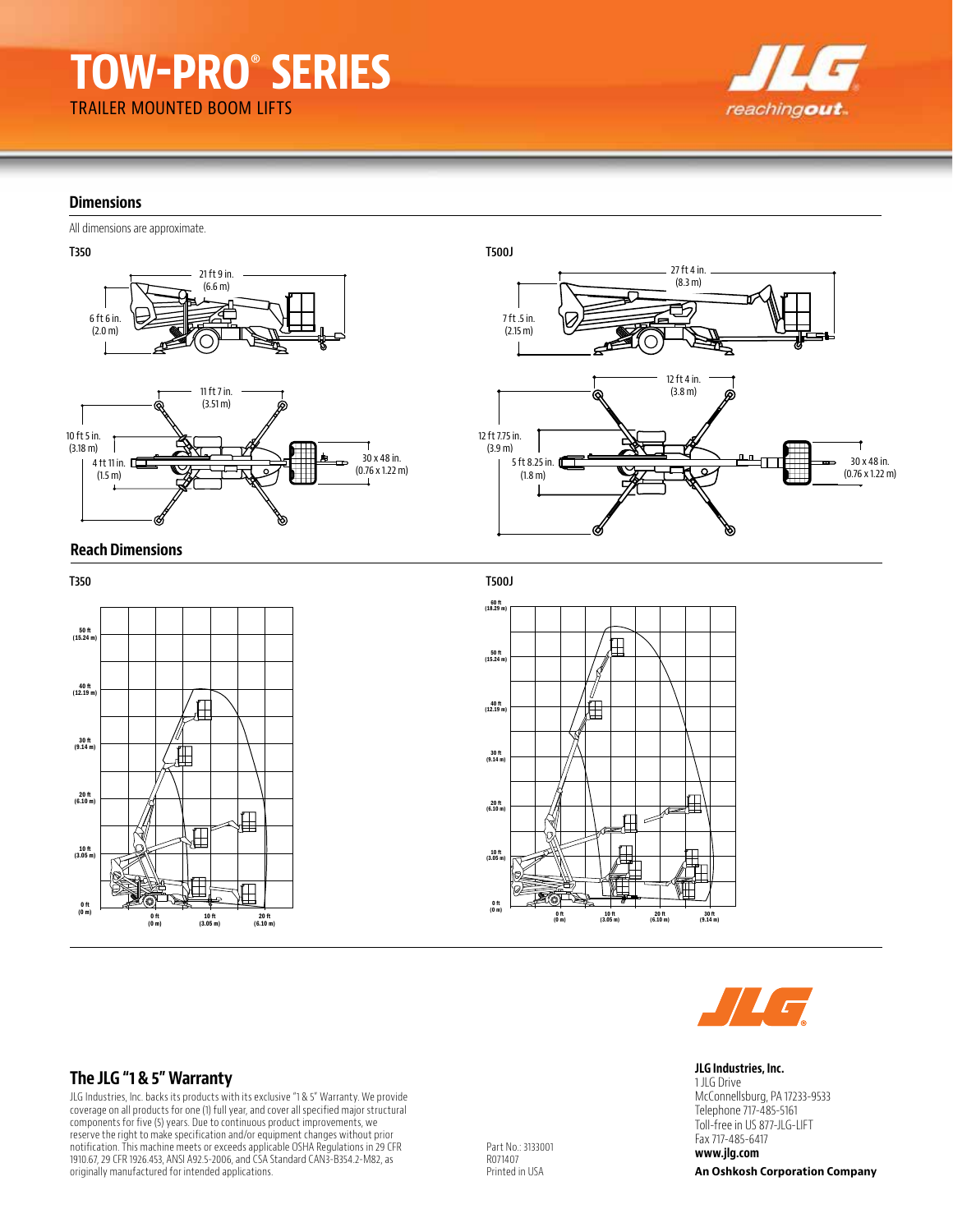# TOW-PRO® SERIES

TRAILER MOUNTED BOOM LIFTS

JLG reachingout.

## Dimensions

All dimensions are approximate.

### T350

21 ft 9 in.
(6.6 m)

6 ft 6 in.
(2.0 m)

11 ft 7 in.
(3.51 m)

10 ft 5 in.
(3.18 m)

4 ft 11 in.
(1.5 m)

30 x 48 in.
(0.76 x 1.22 m)

### T500J

27 ft 4 in.
(8.3 m)

7 ft .5 in.
(2.15 m)

12 ft 4 in.
(3.8 m)

12 ft 7.75 in.
(3.9 m)

5 ft 8.25 in.
(1.8 m)

30 x 48 in.
(0.76 x 1.22 m)

## Reach Dimensions

### T350

50 ft (15.24 m)
40 ft (12.19 m)
30 ft (9.14 m)
20 ft (6.10 m)
10 ft (3.05 m)
0 ft (0 m)

0 ft (0 m)
10 ft (3.05 m)
20 ft (6.10 m)

### T500J

60 ft (18.29 m)
50 ft (15.24 m)
40 ft (12.19 m)
30 ft (9.14 m)
20 ft (6.10 m)
10 ft (3.05 m)
0 ft (0 m)

0 ft (0 m)
10 ft (3.05 m)
20 ft (6.10 m)
30 ft (9.14 m)

## The JLG "1 & 5" Warranty

JLG Industries, Inc. backs its products with its exclusive "1 & 5" Warranty. We provide coverage on all products for one (1) full year, and cover all specified major structural components for five (5) years. Due to continuous product improvements, we reserve the right to make specification and/or equipment changes without prior notification. This machine meets or exceeds applicable OSHA Regulations in 29 CFR 1910.67, 29 CFR 1926.453, ANSI A92.5-2006, and CSA Standard CAN3-B354.2-M82, as originally manufactured for intended applications.

Part No.: 3133001
R071407
Printed in USA

**JLG Industries, Inc.**
1 JLG Drive
McConnellsburg, PA 17233-9533
Telephone 717-485-5161
Toll-free in US 877-JLG-LIFT
Fax 717-485-6417
**www.jlg.com**
**An Oshkosh Corporation Company**